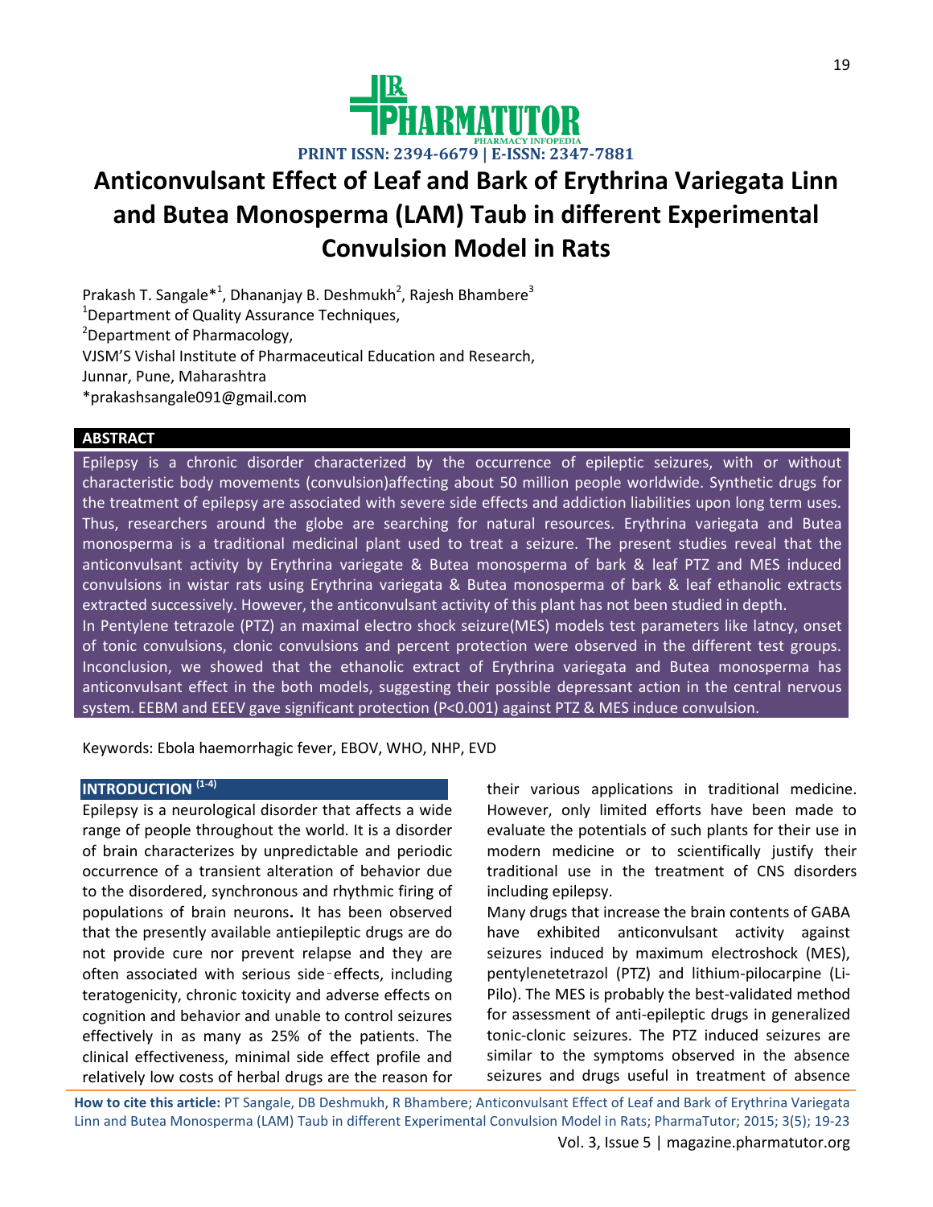# Anticonvulsant Effect of Leaf and Bark of Erythrina Variegata Linn and Butea Monosperma (LAM) Taub in different Experimental Convulsion Model in Rats

Prakash T. Sangale*[1], Dhananjay B. Deshmukh[2], Rajesh Bhambere[3]

[1]Department of Quality Assurance Techniques,

[2]Department of Pharmacology,

VJSM'S Vishal Institute of Pharmaceutical Education and Research,

Junnar, Pune, Maharashtra

*prakashsangale091@gmail.com

## ABSTRACT

Epilepsy is a chronic disorder characterized by the occurrence of epileptic seizures, with or without characteristic body movements (convulsion)affecting about 50 million people worldwide. Synthetic drugs for the treatment of epilepsy are associated with severe side effects and addiction liabilities upon long term uses. Thus, researchers around the globe are searching for natural resources. Erythrina variegata and Butea monosperma is a traditional medicinal plant used to treat a seizure. The present studies reveal that the anticonvulsant activity by Erythrina variegate & Butea monosperma of bark & leaf PTZ and MES induced convulsions in wistar rats using Erythrina variegata & Butea monosperma of bark & leaf ethanolic extracts extracted successively. However, the anticonvulsant activity of this plant has not been studied in depth.

In Pentylene tetrazole (PTZ) an maximal electro shock seizure(MES) models test parameters like latncy, onset of tonic convulsions, clonic convulsions and percent protection were observed in the different test groups. Inconclusion, we showed that the ethanolic extract of Erythrina variegata and Butea monosperma has anticonvulsant effect in the both models, suggesting their possible depressant action in the central nervous system. EEBM and EEEV gave significant protection (P<0.001) against PTZ & MES induce convulsion.

Keywords: Ebola haemorrhagic fever, EBOV, WHO, NHP, EVD

## INTRODUCTION [1-4]

Epilepsy is a neurological disorder that affects a wide range of people throughout the world. It is a disorder of brain characterizes by unpredictable and periodic occurrence of a transient alteration of behavior due to the disordered, synchronous and rhythmic firing of populations of brain neurons**.** It has been observed that the presently available antiepileptic drugs are do not provide cure nor prevent relapse and they are often associated with serious side-effects, including teratogenicity, chronic toxicity and adverse effects on cognition and behavior and unable to control seizures effectively in as many as 25% of the patients. The clinical effectiveness, minimal side effect profile and relatively low costs of herbal drugs are the reason for their various applications in traditional medicine. However, only limited efforts have been made to evaluate the potentials of such plants for their use in modern medicine or to scientifically justify their traditional use in the treatment of CNS disorders including epilepsy.

Many drugs that increase the brain contents of GABA have exhibited anticonvulsant activity against seizures induced by maximum electroshock (MES), pentylenetetrazol (PTZ) and lithium-pilocarpine (Li-Pilo). The MES is probably the best-validated method for assessment of anti-epileptic drugs in generalized tonic-clonic seizures. The PTZ induced seizures are similar to the symptoms observed in the absence seizures and drugs useful in treatment of absence

**How to cite this article:** PT Sangale, DB Deshmukh, R Bhambere; Anticonvulsant Effect of Leaf and Bark of Erythrina Variegata Linn and Butea Monosperma (LAM) Taub in different Experimental Convulsion Model in Rats; PharmaTutor; 2015; 3(5); 19-23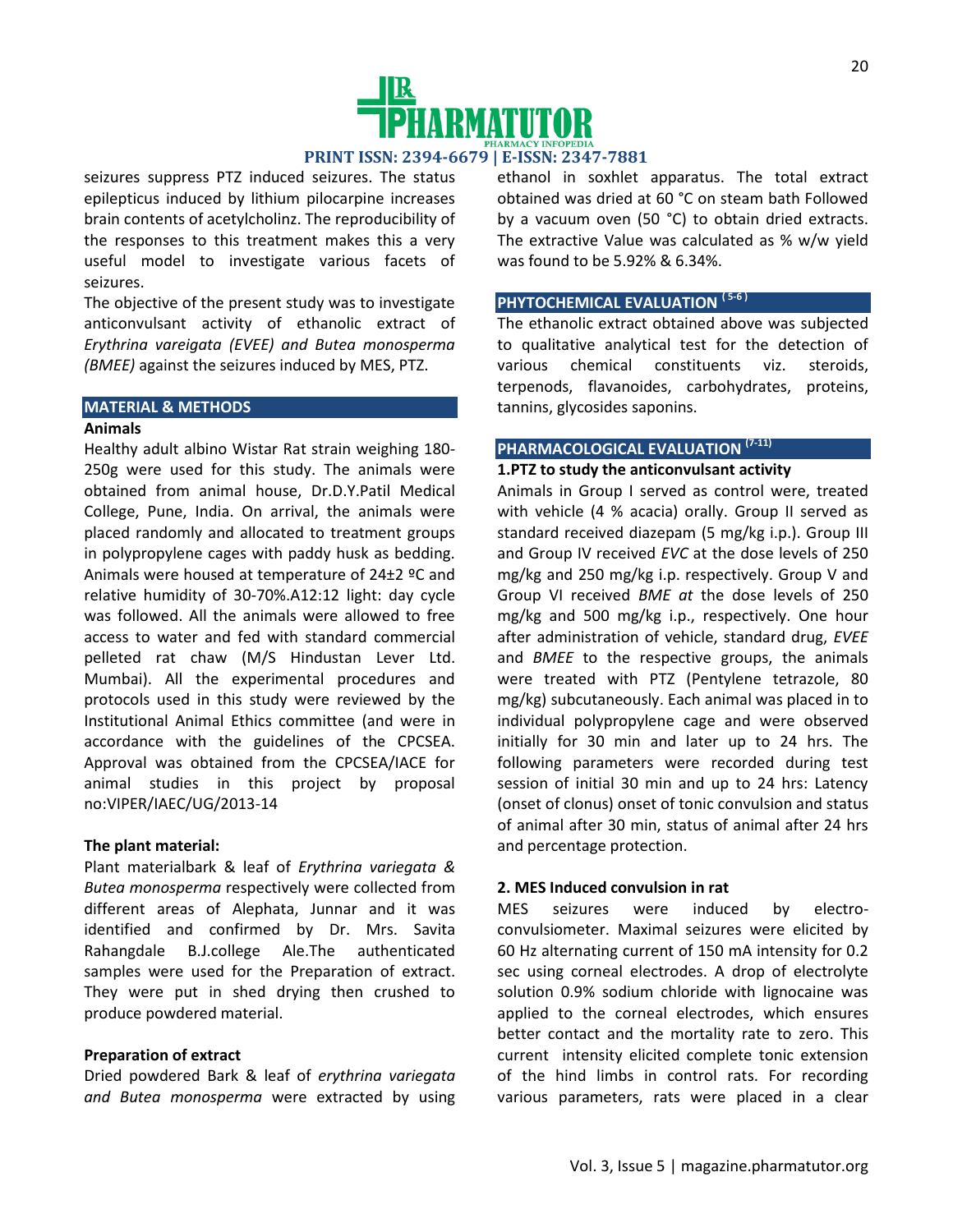seizures suppress PTZ induced seizures. The status epilepticus induced by lithium pilocarpine increases brain contents of acetylcholinz. The reproducibility of the responses to this treatment makes this a very useful model to investigate various facets of seizures.

The objective of the present study was to investigate anticonvulsant activity of ethanolic extract of *Erythrina vareigata (EVEE) and Butea monosperma (BMEE)* against the seizures induced by MES, PTZ.

## MATERIAL & METHODS

### Animals

Healthy adult albino Wistar Rat strain weighing 180-250g were used for this study. The animals were obtained from animal house, Dr.D.Y.Patil Medical College, Pune, India. On arrival, the animals were placed randomly and allocated to treatment groups in polypropylene cages with paddy husk as bedding. Animals were housed at temperature of 24±2 ºC and relative humidity of 30-70%.A12:12 light: day cycle was followed. All the animals were allowed to free access to water and fed with standard commercial pelleted rat chaw (M/S Hindustan Lever Ltd. Mumbai). All the experimental procedures and protocols used in this study were reviewed by the Institutional Animal Ethics committee (and were in accordance with the guidelines of the CPCSEA. Approval was obtained from the CPCSEA/IACE for animal studies in this project by proposal no:VIPER/IAEC/UG/2013-14

### The plant material:

Plant materialbark & leaf of *Erythrina variegata & Butea monosperma* respectively were collected from different areas of Alephata, Junnar and it was identified and confirmed by Dr. Mrs. Savita Rahangdale B.J.college Ale.The authenticated samples were used for the Preparation of extract. They were put in shed drying then crushed to produce powdered material.

### Preparation of extract

Dried powdered Bark & leaf of *erythrina variegata and Butea monosperma* were extracted by using ethanol in soxhlet apparatus. The total extract obtained was dried at 60 °C on steam bath Followed by a vacuum oven (50 °C) to obtain dried extracts. The extractive Value was calculated as % w/w yield was found to be 5.92% & 6.34%.

## PHYTOCHEMICAL EVALUATION [5-6]

The ethanolic extract obtained above was subjected to qualitative analytical test for the detection of various chemical constituents viz. steroids, terpenods, flavanoides, carbohydrates, proteins, tannins, glycosides saponins.

## PHARMACOLOGICAL EVALUATION [7-11]

### 1.PTZ to study the anticonvulsant activity

Animals in Group I served as control were, treated with vehicle (4 % acacia) orally. Group II served as standard received diazepam (5 mg/kg i.p.). Group III and Group IV received *EVC* at the dose levels of 250 mg/kg and 250 mg/kg i.p. respectively. Group V and Group VI received *BME at* the dose levels of 250 mg/kg and 500 mg/kg i.p., respectively. One hour after administration of vehicle, standard drug, *EVEE* and *BMEE* to the respective groups, the animals were treated with PTZ (Pentylene tetrazole, 80 mg/kg) subcutaneously. Each animal was placed in to individual polypropylene cage and were observed initially for 30 min and later up to 24 hrs. The following parameters were recorded during test session of initial 30 min and up to 24 hrs: Latency (onset of clonus) onset of tonic convulsion and status of animal after 30 min, status of animal after 24 hrs and percentage protection.

### 2. MES Induced convulsion in rat

MES seizures were induced by electro-convulsiometer. Maximal seizures were elicited by 60 Hz alternating current of 150 mA intensity for 0.2 sec using corneal electrodes. A drop of electrolyte solution 0.9% sodium chloride with lignocaine was applied to the corneal electrodes, which ensures better contact and the mortality rate to zero. This current intensity elicited complete tonic extension of the hind limbs in control rats. For recording various parameters, rats were placed in a clear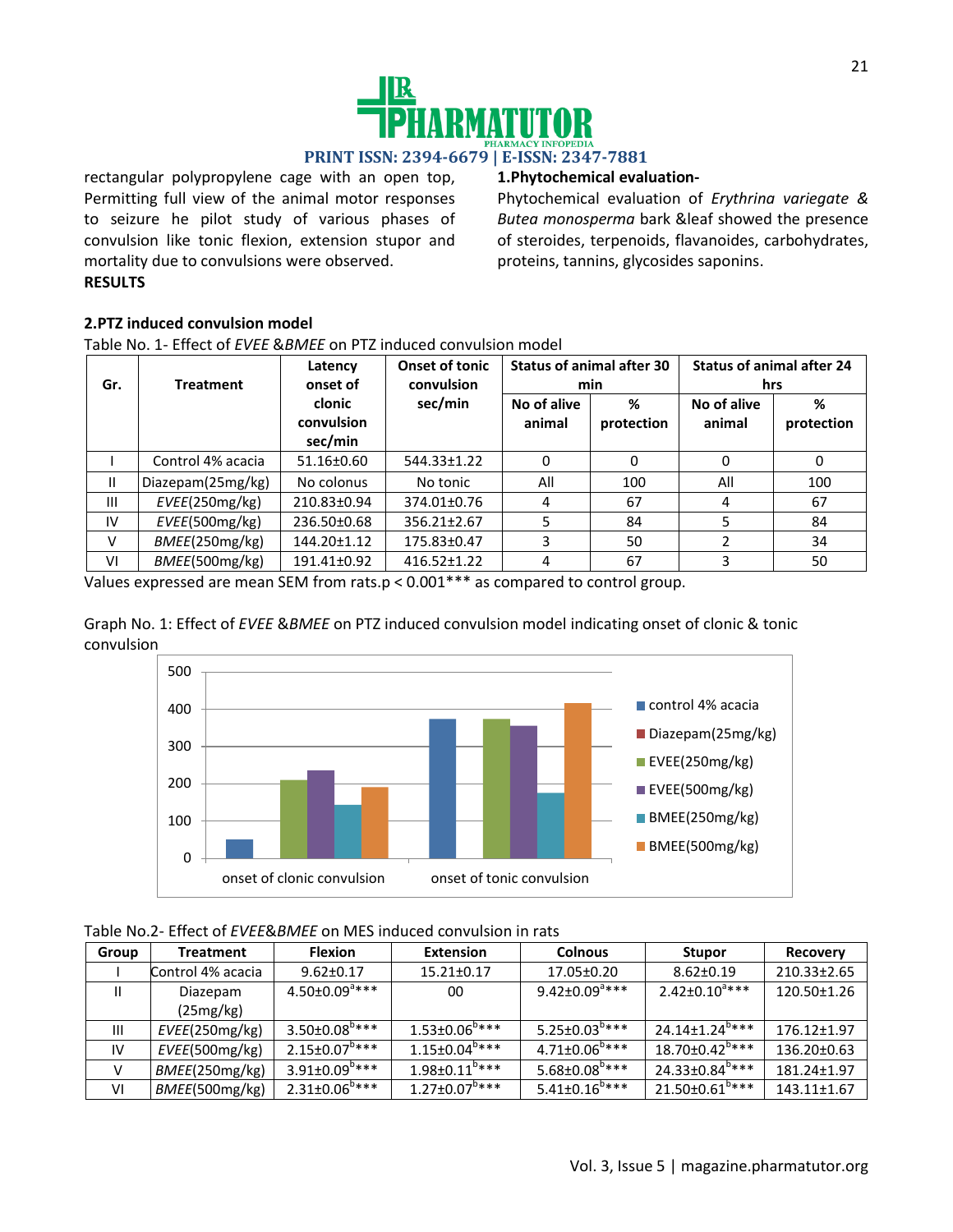rectangular polypropylene cage with an open top, Permitting full view of the animal motor responses to seizure he pilot study of various phases of convulsion like tonic flexion, extension stupor and mortality due to convulsions were observed.

**RESULTS**

**1.Phytochemical evaluation-**

Phytochemical evaluation of *Erythrina variegate* & *Butea monosperma* bark &leaf showed the presence of steroides, terpenoids, flavanoides, carbohydrates, proteins, tannins, glycosides saponins.

**2.PTZ induced convulsion model**

Table No. 1- Effect of *EVEE* &*BMEE* on PTZ induced convulsion model

| Gr. | Treatment | Latency onset of clonic convulsion sec/min | Onset of tonic convulsion sec/min | Status of animal after 30 min | | Status of animal after 24 hrs | |
|---|---|---|---|---|---|---|---|
| | | | | No of alive animal | % protection | No of alive animal | % protection |
| I | Control 4% acacia | 51.16±0.60 | 544.33±1.22 | 0 | 0 | 0 | 0 |
| II | Diazepam(25mg/kg) | No colonus | No tonic | All | 100 | All | 100 |
| III | *EVEE*(250mg/kg) | 210.83±0.94 | 374.01±0.76 | 4 | 67 | 4 | 67 |
| IV | *EVEE*(500mg/kg) | 236.50±0.68 | 356.21±2.67 | 5 | 84 | 5 | 84 |
| V | *BMEE*(250mg/kg) | 144.20±1.12 | 175.83±0.47 | 3 | 50 | 2 | 34 |
| VI | *BMEE*(500mg/kg) | 191.41±0.92 | 416.52±1.22 | 4 | 67 | 3 | 50 |

Values expressed are mean SEM from rats.p < 0.001*** as compared to control group.

Graph No. 1: Effect of *EVEE* &*BMEE* on PTZ induced convulsion model indicating onset of clonic & tonic convulsion

Table No.2- Effect of *EVEE*&*BMEE* on MES induced convulsion in rats

| Group | Treatment | Flexion | Extension | Colnous | Stupor | Recovery |
|---|---|---|---|---|---|---|
| I | Control 4% acacia | 9.62±0.17 | 15.21±0.17 | 17.05±0.20 | 8.62±0.19 | 210.33±2.65 |
| II | Diazepam (25mg/kg) | 4.50±0.09$^{a***}$ | 00 | 9.42±0.09$^{a***}$ | 2.42±0.10$^{a***}$ | 120.50±1.26 |
| III | *EVEE*(250mg/kg) | 3.50±0.08$^{b***}$ | 1.53±0.06$^{b***}$ | 5.25±0.03$^{b***}$ | 24.14±1.24$^{b***}$ | 176.12±1.97 |
| IV | *EVEE*(500mg/kg) | 2.15±0.07$^{b***}$ | 1.15±0.04$^{b***}$ | 4.71±0.06$^{b***}$ | 18.70±0.42$^{b***}$ | 136.20±0.63 |
| V | *BMEE*(250mg/kg) | 3.91±0.09$^{b***}$ | 1.98±0.11$^{b***}$ | 5.68±0.08$^{b***}$ | 24.33±0.84$^{b***}$ | 181.24±1.97 |
| VI | *BMEE*(500mg/kg) | 2.31±0.06$^{b***}$ | 1.27±0.07$^{b***}$ | 5.41±0.16$^{b***}$ | 21.50±0.61$^{b***}$ | 143.11±1.67 |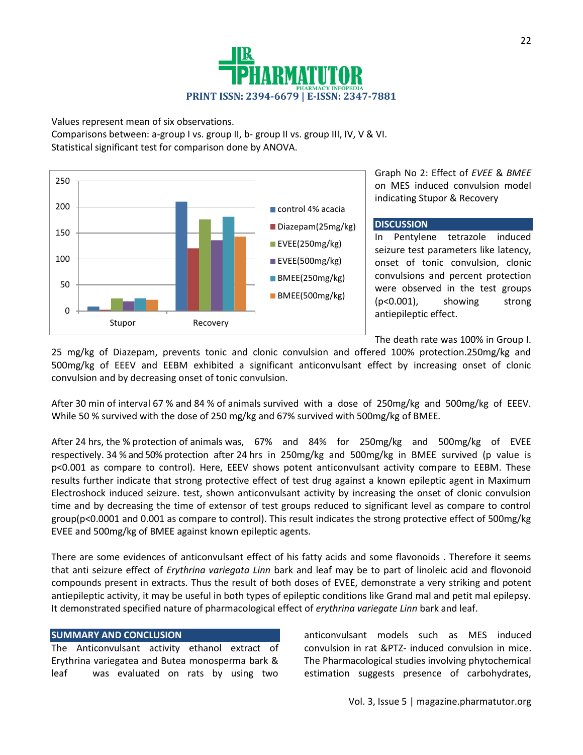Values represent mean of six observations.
Comparisons between: a-group I vs. group II, b- group II vs. group III, IV, V & VI.
Statistical significant test for comparison done by ANOVA.

Graph No 2: Effect of *EVEE* & *BMEE* on MES induced convulsion model indicating Stupor & Recovery

## DISCUSSION

In Pentylene tetrazole induced seizure test parameters like latency, onset of tonic convulsion, clonic convulsions and percent protection were observed in the test groups (p<0.001), showing strong antiepileptic effect.

The death rate was 100% in Group I. 25 mg/kg of Diazepam, prevents tonic and clonic convulsion and offered 100% protection.250mg/kg and 500mg/kg of EEEV and EEBM exhibited a significant anticonvulsant effect by increasing onset of clonic convulsion and by decreasing onset of tonic convulsion.

After 30 min of interval 67 % and 84 % of animals survived with a dose of 250mg/kg and 500mg/kg of EEEV. While 50 % survived with the dose of 250 mg/kg and 67% survived with 500mg/kg of BMEE.

After 24 hrs, the % protection of animals was, 67% and 84% for 250mg/kg and 500mg/kg of EVEE respectively. 34 % and 50% protection after 24 hrs in 250mg/kg and 500mg/kg in BMEE survived (p value is p<0.001 as compare to control). Here, EEEV shows potent anticonvulsant activity compare to EEBM. These results further indicate that strong protective effect of test drug against a known epileptic agent in Maximum Electroshock induced seizure. test, shown anticonvulsant activity by increasing the onset of clonic convulsion time and by decreasing the time of extensor of test groups reduced to significant level as compare to control group(p<0.0001 and 0.001 as compare to control). This result indicates the strong protective effect of 500mg/kg EVEE and 500mg/kg of BMEE against known epileptic agents.

There are some evidences of anticonvulsant effect of his fatty acids and some flavonoids . Therefore it seems that anti seizure effect of *Erythrina variegata Linn* bark and leaf may be to part of linoleic acid and flovonoid compounds present in extracts. Thus the result of both doses of EVEE, demonstrate a very striking and potent antiepileptic activity, it may be useful in both types of epileptic conditions like Grand mal and petit mal epilepsy. It demonstrated specified nature of pharmacological effect of *erythrina variegate Linn* bark and leaf.

## SUMMARY AND CONCLUSION

The Anticonvulsant activity ethanol extract of Erythrina variegatea and Butea monosperma bark & leaf was evaluated on rats by using two anticonvulsant models such as MES induced convulsion in rat &PTZ- induced convulsion in mice. The Pharmacological studies involving phytochemical estimation suggests presence of carbohydrates,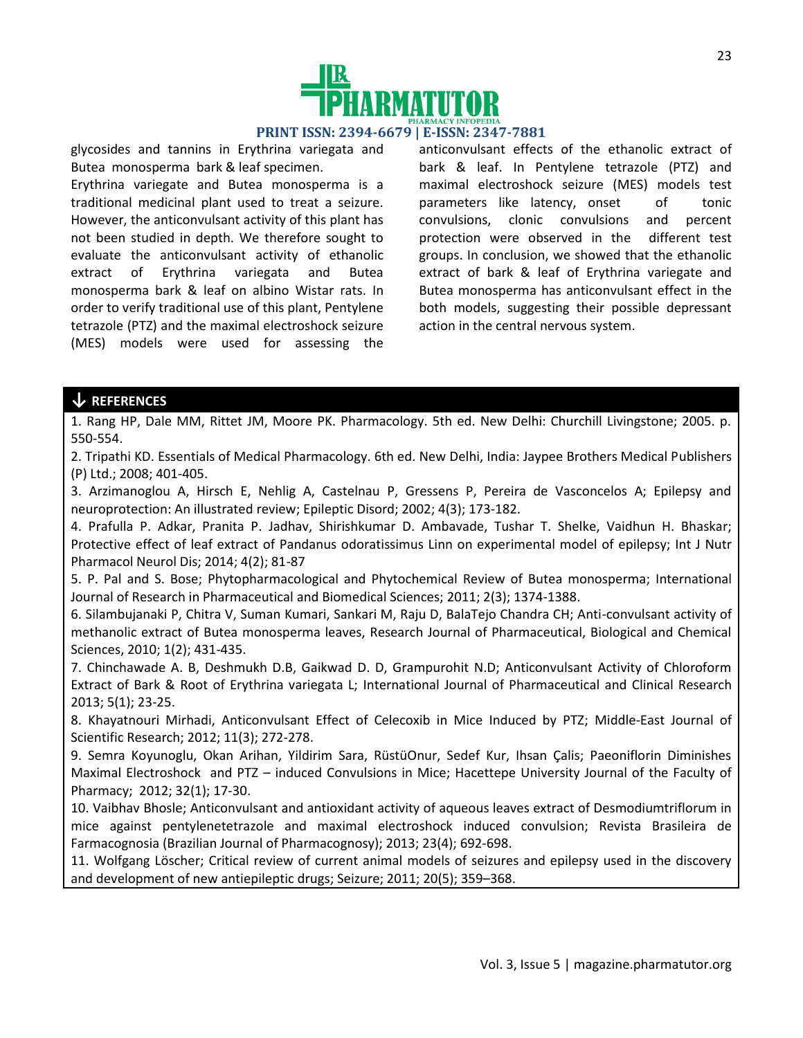glycosides and tannins in Erythrina variegata and Butea monosperma bark & leaf specimen.

Erythrina variegate and Butea monosperma is a traditional medicinal plant used to treat a seizure. However, the anticonvulsant activity of this plant has not been studied in depth. We therefore sought to evaluate the anticonvulsant activity of ethanolic extract of Erythrina variegata and Butea monosperma bark & leaf on albino Wistar rats. In order to verify traditional use of this plant, Pentylene tetrazole (PTZ) and the maximal electroshock seizure (MES) models were used for assessing the anticonvulsant effects of the ethanolic extract of bark & leaf. In Pentylene tetrazole (PTZ) and maximal electroshock seizure (MES) models test parameters like latency, onset of tonic convulsions, clonic convulsions and percent protection were observed in the different test groups. In conclusion, we showed that the ethanolic extract of bark & leaf of Erythrina variegate and Butea monosperma has anticonvulsant effect in the both models, suggesting their possible depressant action in the central nervous system.

## REFERENCES

1. Rang HP, Dale MM, Rittet JM, Moore PK. Pharmacology. 5th ed. New Delhi: Churchill Livingstone; 2005. p. 550-554.
2. Tripathi KD. Essentials of Medical Pharmacology. 6th ed. New Delhi, India: Jaypee Brothers Medical Publishers (P) Ltd.; 2008; 401-405.
3. Arzimanoglou A, Hirsch E, Nehlig A, Castelnau P, Gressens P, Pereira de Vasconcelos A; Epilepsy and neuroprotection: An illustrated review; Epileptic Disord; 2002; 4(3); 173-182.
4. Prafulla P. Adkar, Pranita P. Jadhav, Shirishkumar D. Ambavade, Tushar T. Shelke, Vaidhun H. Bhaskar; Protective effect of leaf extract of Pandanus odoratissimus Linn on experimental model of epilepsy; Int J Nutr Pharmacol Neurol Dis; 2014; 4(2); 81-87
5. P. Pal and S. Bose; Phytopharmacological and Phytochemical Review of Butea monosperma; International Journal of Research in Pharmaceutical and Biomedical Sciences; 2011; 2(3); 1374-1388.
6. Silambujanaki P, Chitra V, Suman Kumari, Sankari M, Raju D, BalaTejo Chandra CH; Anti-convulsant activity of methanolic extract of Butea monosperma leaves, Research Journal of Pharmaceutical, Biological and Chemical Sciences, 2010; 1(2); 431-435.
7. Chinchawade A. B, Deshmukh D.B, Gaikwad D. D, Grampurohit N.D; Anticonvulsant Activity of Chloroform Extract of Bark & Root of Erythrina variegata L; International Journal of Pharmaceutical and Clinical Research 2013; 5(1); 23-25.
8. Khayatnouri Mirhadi, Anticonvulsant Effect of Celecoxib in Mice Induced by PTZ; Middle-East Journal of Scientific Research; 2012; 11(3); 272-278.
9. Semra Koyunoglu, Okan Arihan, Yildirim Sara, RüstüOnur, Sedef Kur, Ihsan Çalis; Paeoniflorin Diminishes Maximal Electroshock and PTZ – induced Convulsions in Mice; Hacettepe University Journal of the Faculty of Pharmacy; 2012; 32(1); 17-30.
10. Vaibhav Bhosle; Anticonvulsant and antioxidant activity of aqueous leaves extract of Desmodiumtriflorum in mice against pentylenetetrazole and maximal electroshock induced convulsion; Revista Brasileira de Farmacognosia (Brazilian Journal of Pharmacognosy); 2013; 23(4); 692-698.
11. Wolfgang Löscher; Critical review of current animal models of seizures and epilepsy used in the discovery and development of new antiepileptic drugs; Seizure; 2011; 20(5); 359–368.